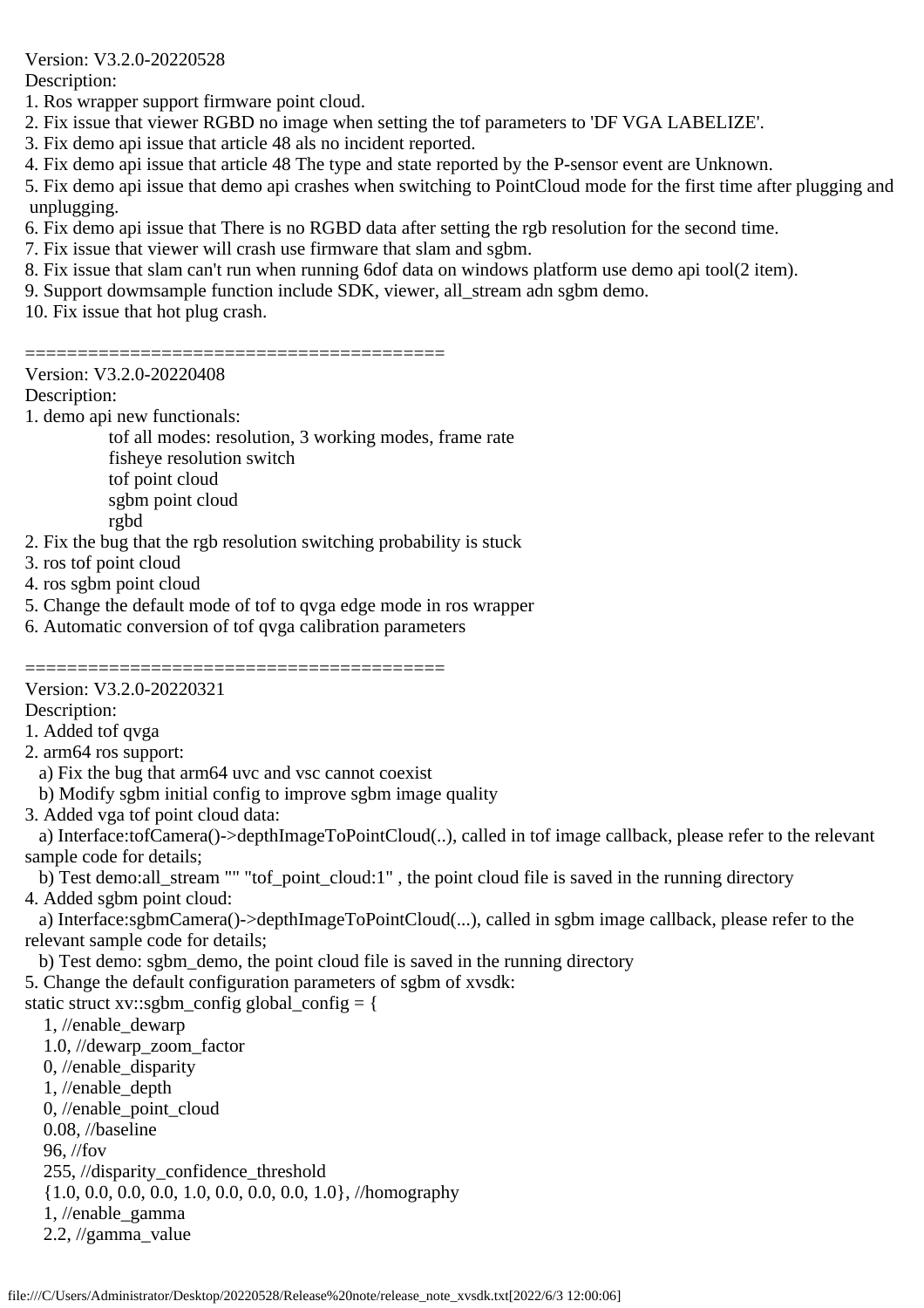Version: V3.2.0-20220528
Description:
1. Ros wrapper support firmware point cloud.
2. Fix issue that viewer RGBD no image when setting the tof parameters to 'DF VGA LABELIZE'.
3. Fix demo api issue that article 48 als no incident reported.
4. Fix demo api issue that article 48 The type and state reported by the P-sensor event are Unknown.
5. Fix demo api issue that demo api crashes when switching to PointCloud mode for the first time after plugging and unplugging.
6. Fix demo api issue that There is no RGBD data after setting the rgb resolution for the second time.
7. Fix issue that viewer will crash use firmware that slam and sgbm.
8. Fix issue that slam can't run when running 6dof data on windows platform use demo api tool(2 item).
9. Support dowmsample function include SDK, viewer, all_stream adn sgbm demo.
10. Fix issue that hot plug crash.

========================================

Version: V3.2.0-20220408
Description:
1. demo api new functionals:
   - tof all modes: resolution, 3 working modes, frame rate
   - fisheye resolution switch
   - tof point cloud
   - sgbm point cloud
   - rgbd
2. Fix the bug that the rgb resolution switching probability is stuck
3. ros tof point cloud
4. ros sgbm point cloud
5. Change the default mode of tof to qvga edge mode in ros wrapper
6. Automatic conversion of tof qvga calibration parameters

========================================

Version: V3.2.0-20220321
Description:
1. Added tof qvga
2. arm64 ros support:
   a) Fix the bug that arm64 uvc and vsc cannot coexist
   b) Modify sgbm initial config to improve sgbm image quality
3. Added vga tof point cloud data:
   a) Interface:tofCamera()->depthImageToPointCloud(..), called in tof image callback, please refer to the relevant sample code for details;
   b) Test demo:all_stream "" "tof_point_cloud:1" , the point cloud file is saved in the running directory
4. Added sgbm point cloud:
   a) Interface:sgbmCamera()->depthImageToPointCloud(...), called in sgbm image callback, please refer to the relevant sample code for details;
   b) Test demo: sgbm_demo, the point cloud file is saved in the running directory
5. Change the default configuration parameters of sgbm of xvsdk:

```
static struct xv::sgbm_config global_config = {
   1, //enable_dewarp
   1.0, //dewarp_zoom_factor
   0, //enable_disparity
   1, //enable_depth
   0, //enable_point_cloud
   0.08, //baseline
   96, //fov
   255, //disparity_confidence_threshold
   {1.0, 0.0, 0.0, 0.0, 1.0, 0.0, 0.0, 0.0, 1.0}, //homography
   1, //enable_gamma
   2.2, //gamma_value
```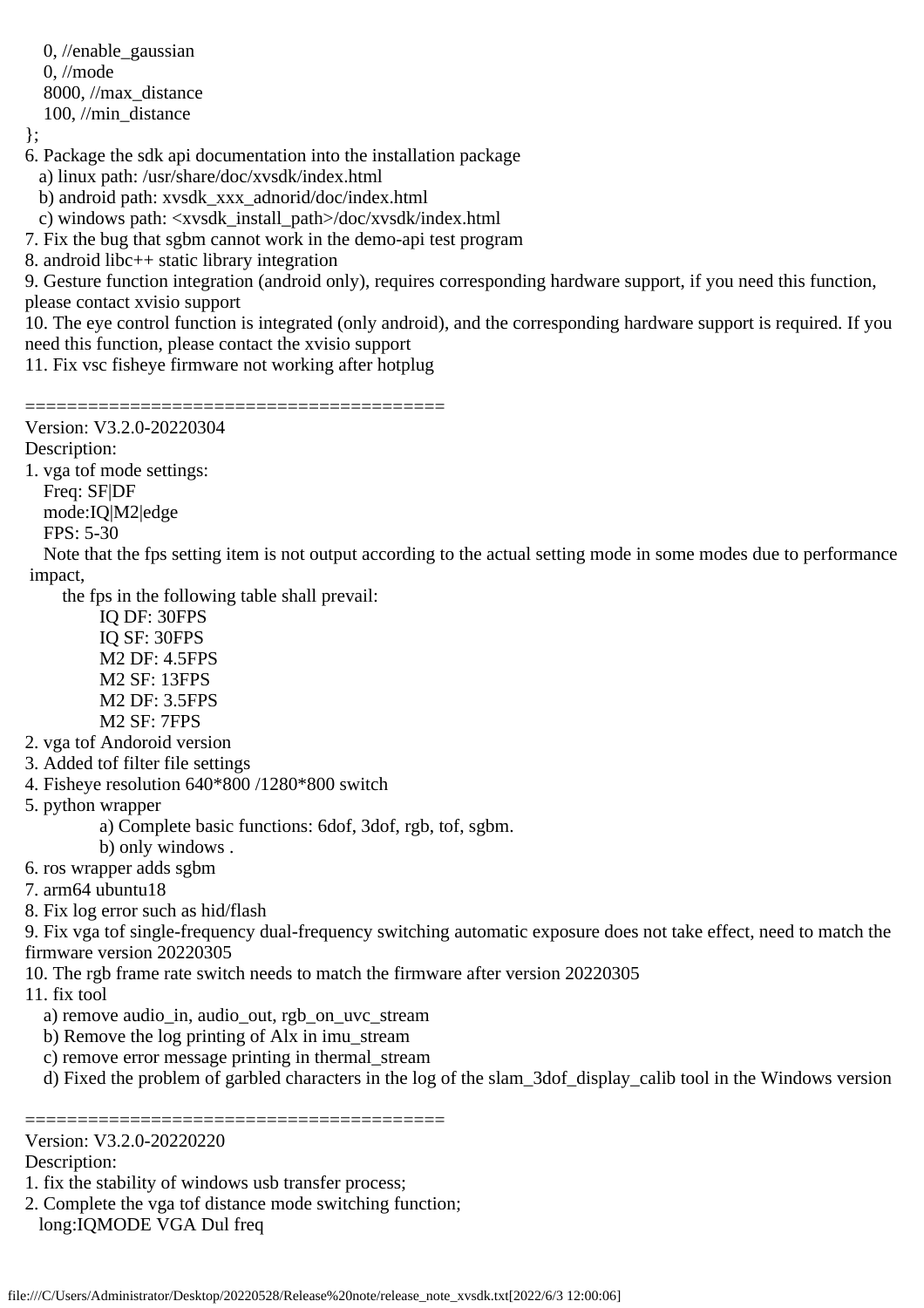```
    0, //enable_gaussian
    0, //mode
    8000, //max_distance
    100, //min_distance
};
```

6. Package the sdk api documentation into the installation package
   a) linux path: /usr/share/doc/xvsdk/index.html
   b) android path: xvsdk_xxx_adnorid/doc/index.html
   c) windows path: <xvsdk_install_path>/doc/xvsdk/index.html
7. Fix the bug that sgbm cannot work in the demo-api test program
8. android libc++ static library integration
9. Gesture function integration (android only), requires corresponding hardware support, if you need this function, please contact xvisio support
10. The eye control function is integrated (only android), and the corresponding hardware support is required. If you need this function, please contact the xvisio support
11. Fix vsc fisheye firmware not working after hotplug

========================================

Version: V3.2.0-20220304

Description:

1. vga tof mode settings:
   Freq: SF|DF
   mode:IQ|M2|edge
   FPS: 5-30
   Note that the fps setting item is not output according to the actual setting mode in some modes due to performance impact,
   the fps in the following table shall prevail:
      IQ DF: 30FPS
      IQ SF: 30FPS
      M2 DF: 4.5FPS
      M2 SF: 13FPS
      M2 DF: 3.5FPS
      M2 SF: 7FPS
2. vga tof Andoroid version
3. Added tof filter file settings
4. Fisheye resolution 640*800 /1280*800 switch
5. python wrapper
   a) Complete basic functions: 6dof, 3dof, rgb, tof, sgbm.
   b) only windows .
6. ros wrapper adds sgbm
7. arm64 ubuntu18
8. Fix log error such as hid/flash
9. Fix vga tof single-frequency dual-frequency switching automatic exposure does not take effect, need to match the firmware version 20220305
10. The rgb frame rate switch needs to match the firmware after version 20220305
11. fix tool
   a) remove audio_in, audio_out, rgb_on_uvc_stream
   b) Remove the log printing of Alx in imu_stream
   c) remove error message printing in thermal_stream
   d) Fixed the problem of garbled characters in the log of the slam_3dof_display_calib tool in the Windows version

========================================

Version: V3.2.0-20220220

Description:

1. fix the stability of windows usb transfer process;
2. Complete the vga tof distance mode switching function;
   long:IQMODE VGA Dul freq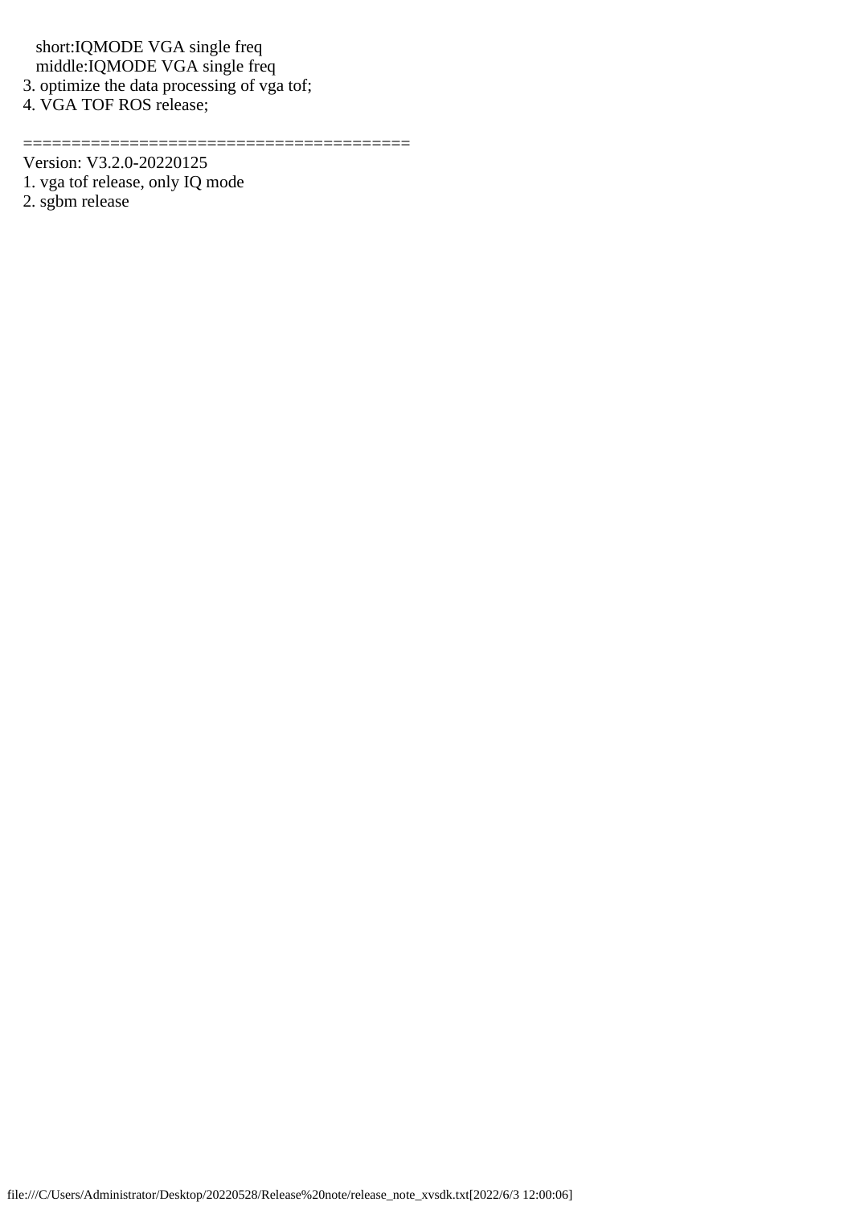short:IQMODE VGA single freq
  middle:IQMODE VGA single freq
3. optimize the data processing of vga tof;
4. VGA TOF ROS release;

========================================
Version: V3.2.0-20220125
1. vga tof release, only IQ mode
2. sgbm release